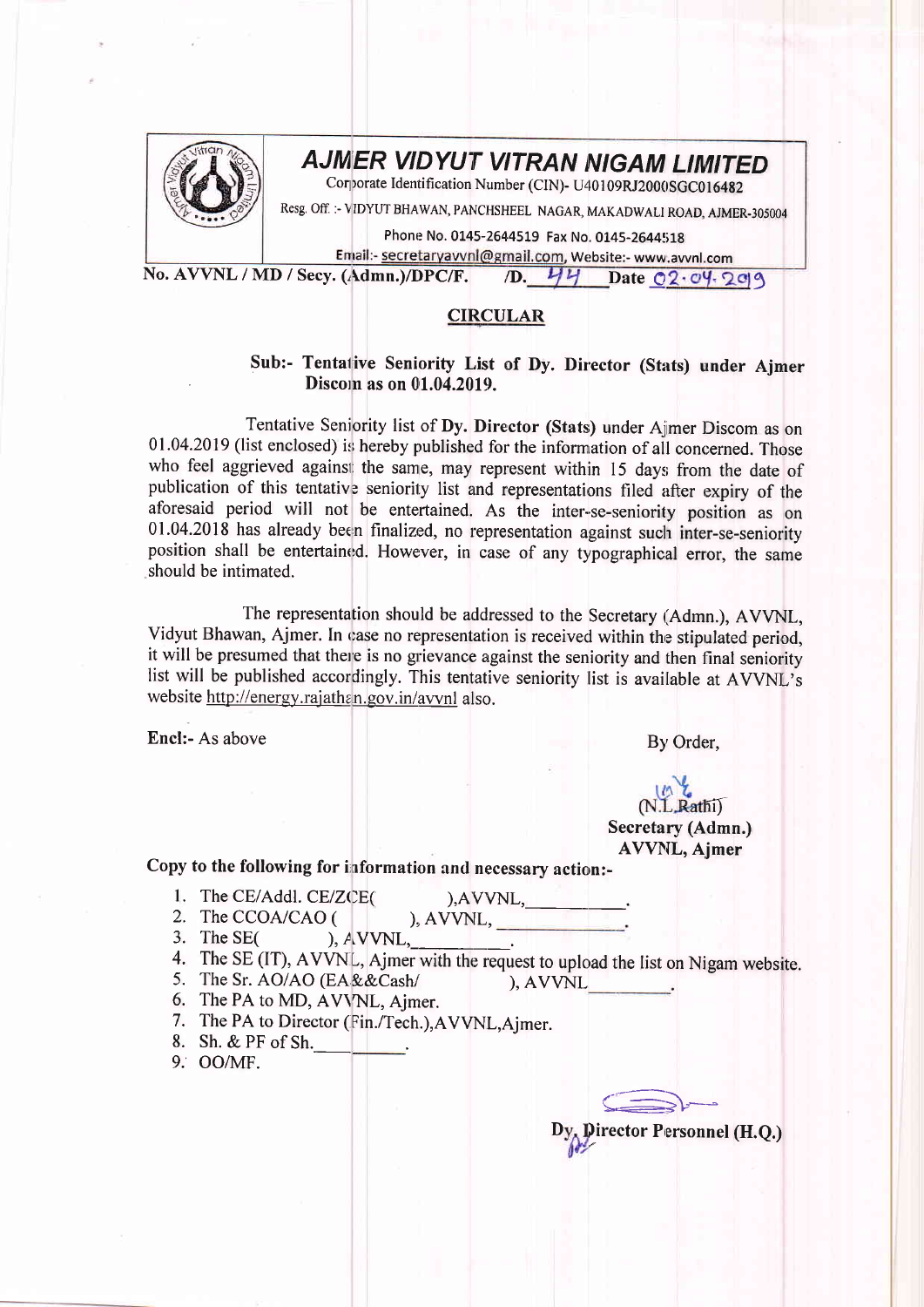# AJMER VIDYUT VITRAN NIGAM LIMITED

Corporate Identification Number (CIN)- U40109RJ2000SGC016482

Resg. Off. :- VIDYUT BHAWAN, PANCHSHEEL NAGAR, MAKADWALI ROAD, AJMER-305004

Phone No. 0145-2644519 Fax No. 0145-2644518

Email:- secretaryavvnl@gmail.com, Website:- www.avvnl.com

**No. AVVNL / MD / Secy. (Admn.)/DPC/F. /D. 44 Date 02.04.2019**

## CIRCULAR

**Sub:- Tentative Seniority List of Dy. Director (Stats) under Ajmer Discom as on 01.04.2019.**

Tentative Seniority list of **Dy. Director (Stats)** under Ajmer Discom as on 01.04.2019 (list enclosed) is hereby published for the information of all concerned. Those who feel aggrieved against the same, may represent within 15 days from the date of publication of this tentative seniority list and representations filed after expiry of the aforesaid period will not be entertained. As the inter-se-seniority position as on 01.04.2018 has already been finalized, no representation against such inter-se-seniority position shall be entertained. However, in case of any typographical error, the same should be intimated.

The representation should be addressed to the Secretary (Admn.), AVVNL, Vidyut Bhawan, Ajmer. In case no representation is received within the stipulated period, it will be presumed that there is no grievance against the seniority and then final seniority list will be published accordingly. This tentative seniority list is available at AVVNL's website http://energy.rajasthan.gov.in/avvnl also.

**Encl:-** As above

By Order,

(N.L.Rathi)
**Secretary (Admn.)**
**AVVNL, Ajmer**

**Copy to the following for information and necessary action:-**

1. The CE/Addl. CE/ZCE( ),AVVNL,\_\_\_\_\_\_\_\_\_\_.
2. The CCOA/CAO ( ), AVVNL, \_\_\_\_\_\_\_\_\_\_.
3. The SE( ), AVVNL,\_\_\_\_\_\_\_\_\_\_.
4. The SE (IT), AVVNL, Ajmer with the request to upload the list on Nigam website.
5. The Sr. AO/AO (EA&&Cash/ ), AVVNL\_\_\_\_\_\_\_\_.
6. The PA to MD, AVVNL, Ajmer.
7. The PA to Director (Fin./Tech.),AVVNL,Ajmer.
8. Sh. & PF of Sh.\_\_\_\_\_\_\_\_\_\_.
9. OO/MF.

**Dy. Director Personnel (H.Q.)**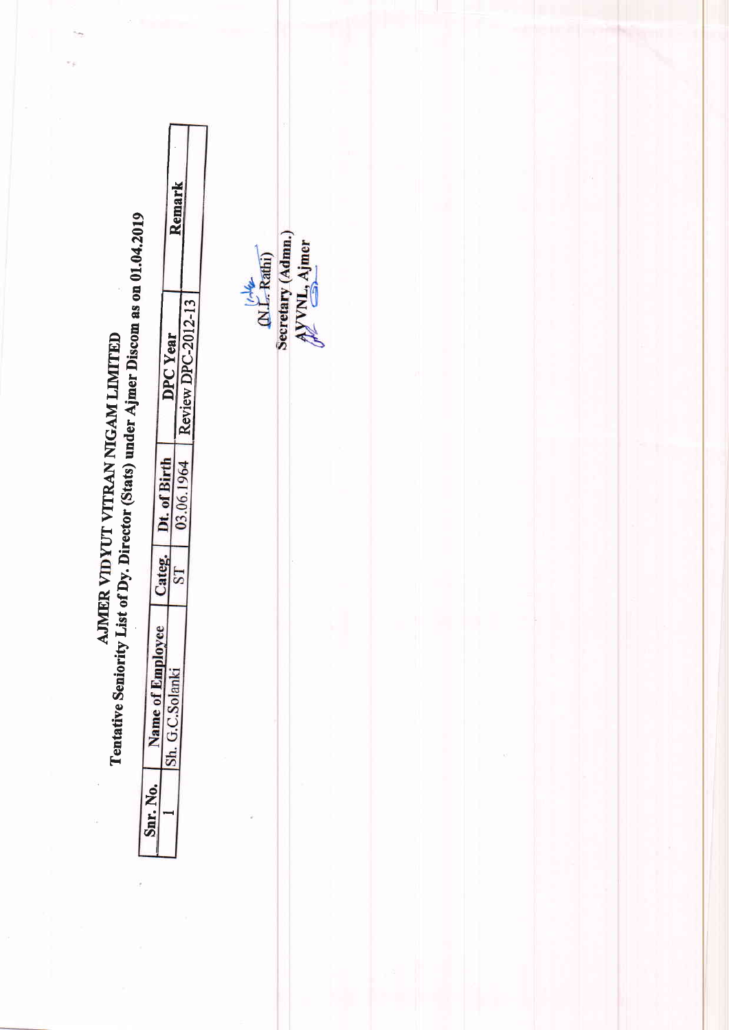# AJMER VIDYUT VITRAN NIGAM LIMITED

## Tentative Seniority List of Dy. Director (Stats) under Ajmer Discom as on 01.04.2019

| Snr. No. | Name of Employee | Categ. | Dt. of Birth | DPC Year | Remark |
|---|---|---|---|---|---|
| 1 | Sh. G.C.Solanki | ST | 03.06.1964 | Review DPC-2012-13 | |

(N.L. Rathi)
Secretary (Admn.)
AVVNL, Ajmer